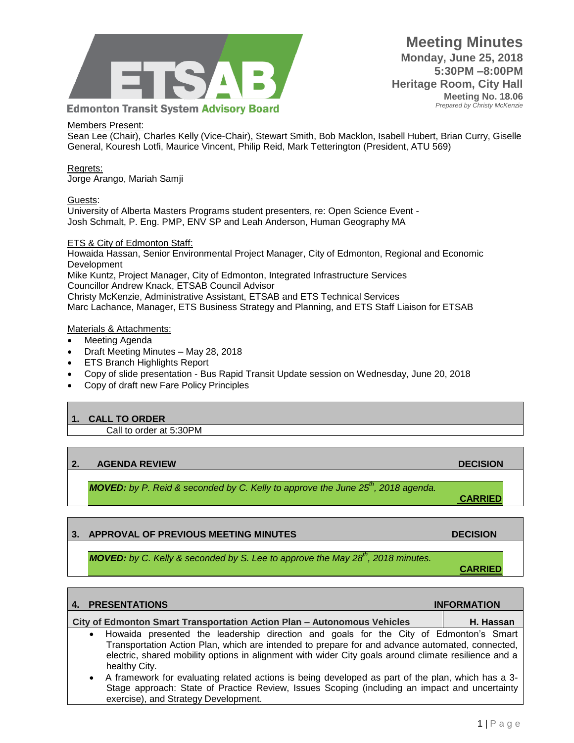**Edmonton Transit System Advisory Board**

# Meeting Minutes

**Monday, June 25, 2018**
**5:30PM –8:00PM**
**Heritage Room, City Hall**
**Meeting No. 18.06**
*Prepared by Christy McKenzie*

Members Present:
Sean Lee (Chair), Charles Kelly (Vice-Chair), Stewart Smith, Bob Macklon, Isabell Hubert, Brian Curry, Giselle General, Kouresh Lotfi, Maurice Vincent, Philip Reid, Mark Tetterington (President, ATU 569)

Regrets:
Jorge Arango, Mariah Samji

Guests:
University of Alberta Masters Programs student presenters, re: Open Science Event - Josh Schmalt, P. Eng. PMP, ENV SP and Leah Anderson, Human Geography MA

ETS & City of Edmonton Staff:
Howaida Hassan, Senior Environmental Project Manager, City of Edmonton, Regional and Economic Development
Mike Kuntz, Project Manager, City of Edmonton, Integrated Infrastructure Services
Councillor Andrew Knack, ETSAB Council Advisor
Christy McKenzie, Administrative Assistant, ETSAB and ETS Technical Services
Marc Lachance, Manager, ETS Business Strategy and Planning, and ETS Staff Liaison for ETSAB

Materials & Attachments:

- Meeting Agenda
- Draft Meeting Minutes – May 28, 2018
- ETS Branch Highlights Report
- Copy of slide presentation - Bus Rapid Transit Update session on Wednesday, June 20, 2018
- Copy of draft new Fare Policy Principles

## 1. CALL TO ORDER

Call to order at 5:30PM

## 2. AGENDA REVIEW — DECISION

***MOVED:** by P. Reid & seconded by C. Kelly to approve the June 25th, 2018 agenda.*

**CARRIED**

## 3. APPROVAL OF PREVIOUS MEETING MINUTES — DECISION

***MOVED:** by C. Kelly & seconded by S. Lee to approve the May 28th, 2018 minutes.*

**CARRIED**

## 4. PRESENTATIONS — INFORMATION

**City of Edmonton Smart Transportation Action Plan – Autonomous Vehicles** — **H. Hassan**

- Howaida presented the leadership direction and goals for the City of Edmonton's Smart Transportation Action Plan, which are intended to prepare for and advance automated, connected, electric, shared mobility options in alignment with wider City goals around climate resilience and a healthy City.
- A framework for evaluating related actions is being developed as part of the plan, which has a 3-Stage approach: State of Practice Review, Issues Scoping (including an impact and uncertainty exercise), and Strategy Development.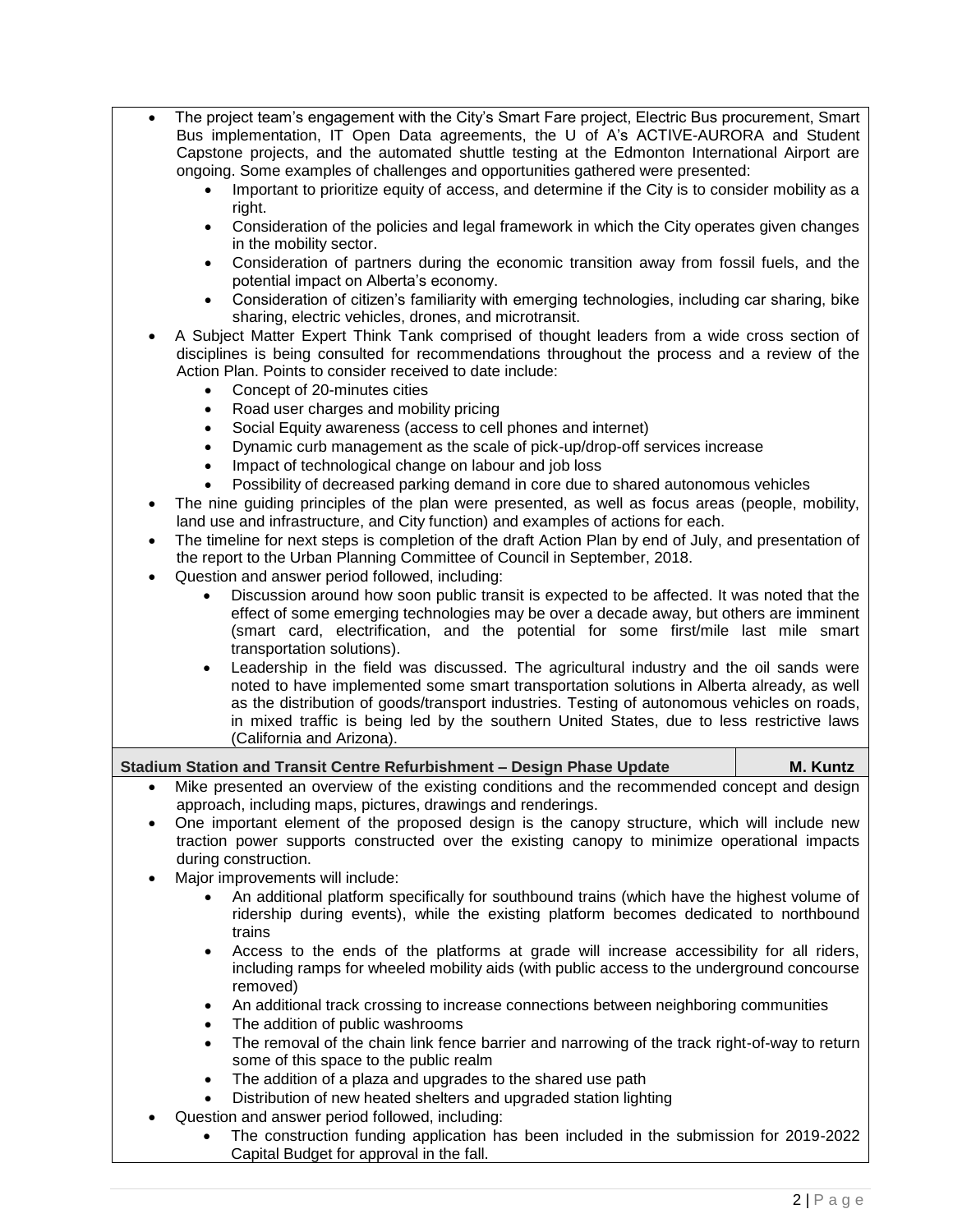- The project team's engagement with the City's Smart Fare project, Electric Bus procurement, Smart Bus implementation, IT Open Data agreements, the U of A's ACTIVE-AURORA and Student Capstone projects, and the automated shuttle testing at the Edmonton International Airport are ongoing. Some examples of challenges and opportunities gathered were presented:
    - Important to prioritize equity of access, and determine if the City is to consider mobility as a right.
    - Consideration of the policies and legal framework in which the City operates given changes in the mobility sector.
    - Consideration of partners during the economic transition away from fossil fuels, and the potential impact on Alberta's economy.
    - Consideration of citizen's familiarity with emerging technologies, including car sharing, bike sharing, electric vehicles, drones, and microtransit.
- A Subject Matter Expert Think Tank comprised of thought leaders from a wide cross section of disciplines is being consulted for recommendations throughout the process and a review of the Action Plan. Points to consider received to date include:
    - Concept of 20-minutes cities
    - Road user charges and mobility pricing
    - Social Equity awareness (access to cell phones and internet)
    - Dynamic curb management as the scale of pick-up/drop-off services increase
    - Impact of technological change on labour and job loss
    - Possibility of decreased parking demand in core due to shared autonomous vehicles
- The nine guiding principles of the plan were presented, as well as focus areas (people, mobility, land use and infrastructure, and City function) and examples of actions for each.
- The timeline for next steps is completion of the draft Action Plan by end of July, and presentation of the report to the Urban Planning Committee of Council in September, 2018.
- Question and answer period followed, including:
    - Discussion around how soon public transit is expected to be affected. It was noted that the effect of some emerging technologies may be over a decade away, but others are imminent (smart card, electrification, and the potential for some first/mile last mile smart transportation solutions).
    - Leadership in the field was discussed. The agricultural industry and the oil sands were noted to have implemented some smart transportation solutions in Alberta already, as well as the distribution of goods/transport industries. Testing of autonomous vehicles on roads, in mixed traffic is being led by the southern United States, due to less restrictive laws (California and Arizona).

**Stadium Station and Transit Centre Refurbishment – Design Phase Update** — **M. Kuntz**

- Mike presented an overview of the existing conditions and the recommended concept and design approach, including maps, pictures, drawings and renderings.
- One important element of the proposed design is the canopy structure, which will include new traction power supports constructed over the existing canopy to minimize operational impacts during construction.
- Major improvements will include:
    - An additional platform specifically for southbound trains (which have the highest volume of ridership during events), while the existing platform becomes dedicated to northbound trains
    - Access to the ends of the platforms at grade will increase accessibility for all riders, including ramps for wheeled mobility aids (with public access to the underground concourse removed)
    - An additional track crossing to increase connections between neighboring communities
    - The addition of public washrooms
    - The removal of the chain link fence barrier and narrowing of the track right-of-way to return some of this space to the public realm
    - The addition of a plaza and upgrades to the shared use path
    - Distribution of new heated shelters and upgraded station lighting
- Question and answer period followed, including:
    - The construction funding application has been included in the submission for 2019-2022 Capital Budget for approval in the fall.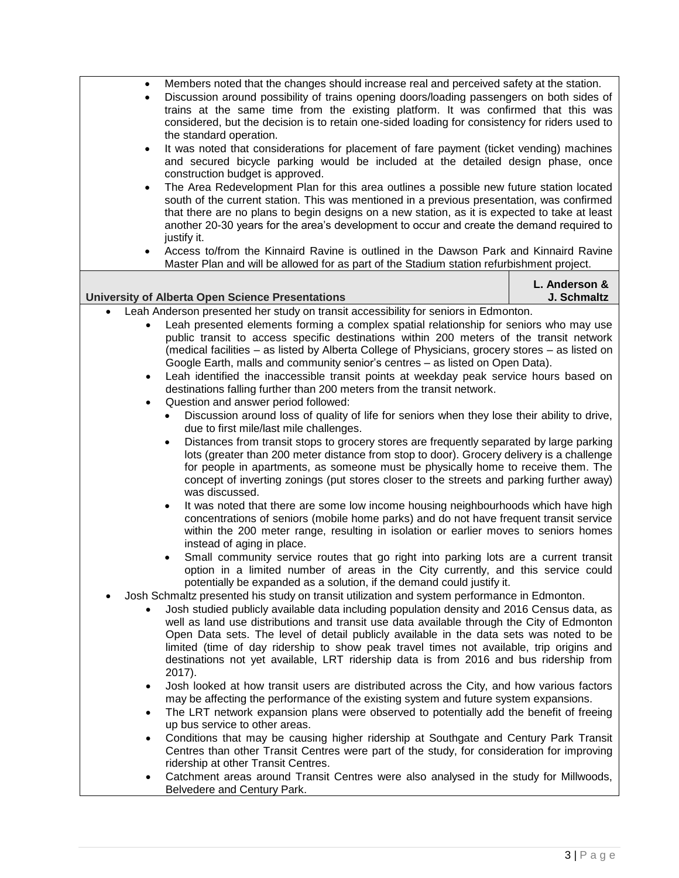- Members noted that the changes should increase real and perceived safety at the station.
- Discussion around possibility of trains opening doors/loading passengers on both sides of trains at the same time from the existing platform. It was confirmed that this was considered, but the decision is to retain one-sided loading for consistency for riders used to the standard operation.
- It was noted that considerations for placement of fare payment (ticket vending) machines and secured bicycle parking would be included at the detailed design phase, once construction budget is approved.
- The Area Redevelopment Plan for this area outlines a possible new future station located south of the current station. This was mentioned in a previous presentation, was confirmed that there are no plans to begin designs on a new station, as it is expected to take at least another 20-30 years for the area's development to occur and create the demand required to justify it.
- Access to/from the Kinnaird Ravine is outlined in the Dawson Park and Kinnaird Ravine Master Plan and will be allowed for as part of the Stadium station refurbishment project.

| **University of Alberta Open Science Presentations** | **L. Anderson & J. Schmaltz** |
|---|---|

- Leah Anderson presented her study on transit accessibility for seniors in Edmonton.
  - Leah presented elements forming a complex spatial relationship for seniors who may use public transit to access specific destinations within 200 meters of the transit network (medical facilities – as listed by Alberta College of Physicians, grocery stores – as listed on Google Earth, malls and community senior's centres – as listed on Open Data).
  - Leah identified the inaccessible transit points at weekday peak service hours based on destinations falling further than 200 meters from the transit network.
  - Question and answer period followed:
    - Discussion around loss of quality of life for seniors when they lose their ability to drive, due to first mile/last mile challenges.
    - Distances from transit stops to grocery stores are frequently separated by large parking lots (greater than 200 meter distance from stop to door). Grocery delivery is a challenge for people in apartments, as someone must be physically home to receive them. The concept of inverting zonings (put stores closer to the streets and parking further away) was discussed.
    - It was noted that there are some low income housing neighbourhoods which have high concentrations of seniors (mobile home parks) and do not have frequent transit service within the 200 meter range, resulting in isolation or earlier moves to seniors homes instead of aging in place.
    - Small community service routes that go right into parking lots are a current transit option in a limited number of areas in the City currently, and this service could potentially be expanded as a solution, if the demand could justify it.
- Josh Schmaltz presented his study on transit utilization and system performance in Edmonton.
  - Josh studied publicly available data including population density and 2016 Census data, as well as land use distributions and transit use data available through the City of Edmonton Open Data sets. The level of detail publicly available in the data sets was noted to be limited (time of day ridership to show peak travel times not available, trip origins and destinations not yet available, LRT ridership data is from 2016 and bus ridership from 2017).
  - Josh looked at how transit users are distributed across the City, and how various factors may be affecting the performance of the existing system and future system expansions.
  - The LRT network expansion plans were observed to potentially add the benefit of freeing up bus service to other areas.
  - Conditions that may be causing higher ridership at Southgate and Century Park Transit Centres than other Transit Centres were part of the study, for consideration for improving ridership at other Transit Centres.
  - Catchment areas around Transit Centres were also analysed in the study for Millwoods, Belvedere and Century Park.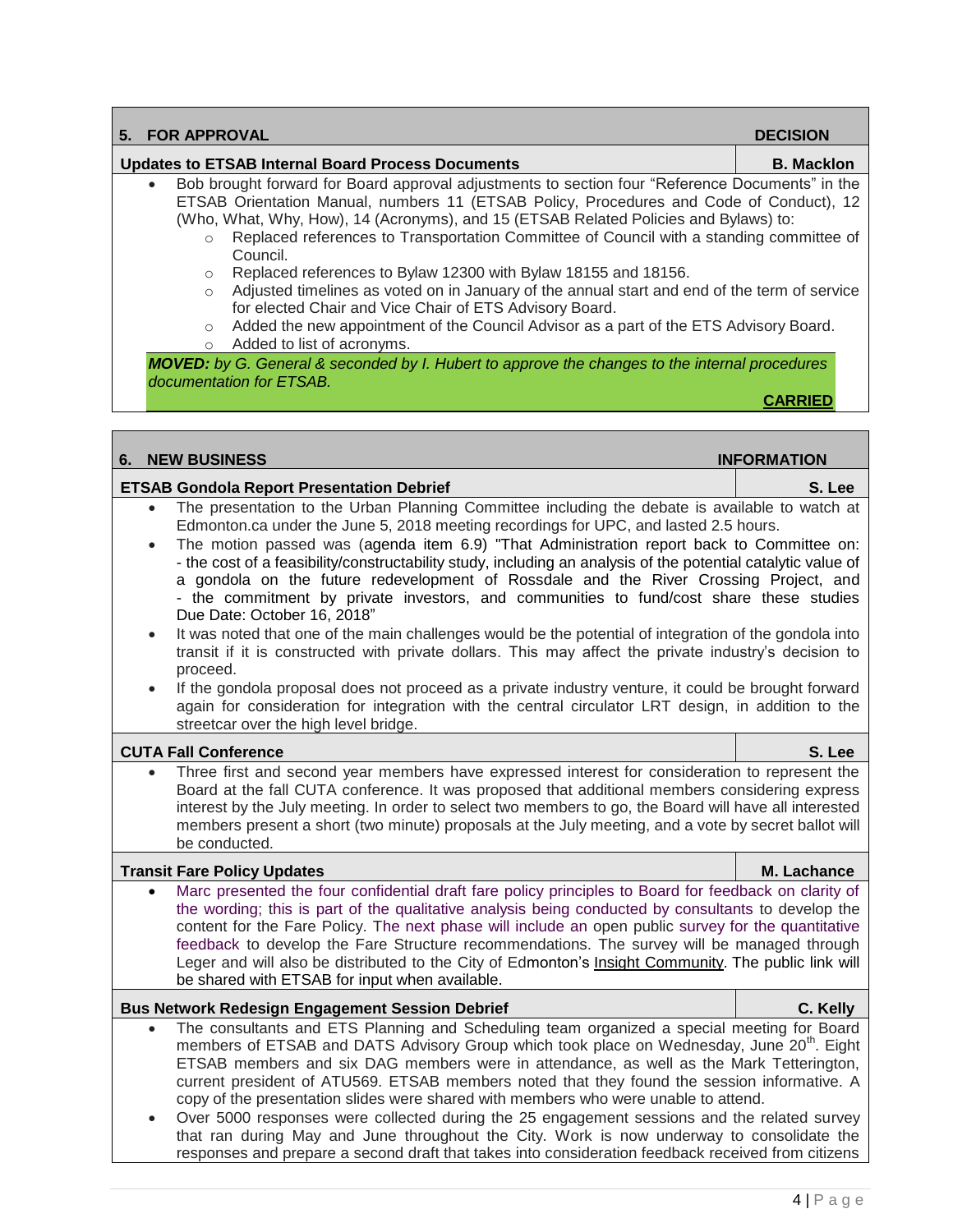## 5. FOR APPROVAL — DECISION

### Updates to ETSAB Internal Board Process Documents — B. Macklon

- Bob brought forward for Board approval adjustments to section four “Reference Documents” in the ETSAB Orientation Manual, numbers 11 (ETSAB Policy, Procedures and Code of Conduct), 12 (Who, What, Why, How), 14 (Acronyms), and 15 (ETSAB Related Policies and Bylaws) to:
  - Replaced references to Transportation Committee of Council with a standing committee of Council.
  - Replaced references to Bylaw 12300 with Bylaw 18155 and 18156.
  - Adjusted timelines as voted on in January of the annual start and end of the term of service for elected Chair and Vice Chair of ETS Advisory Board.
  - Added the new appointment of the Council Advisor as a part of the ETS Advisory Board.
  - Added to list of acronyms.

***MOVED:** by G. General & seconded by I. Hubert to approve the changes to the internal procedures documentation for ETSAB.*

**CARRIED**

## 6. NEW BUSINESS — INFORMATION

### ETSAB Gondola Report Presentation Debrief — S. Lee

- The presentation to the Urban Planning Committee including the debate is available to watch at Edmonton.ca under the June 5, 2018 meeting recordings for UPC, and lasted 2.5 hours.
- The motion passed was (agenda item 6.9) "That Administration report back to Committee on: - the cost of a feasibility/constructability study, including an analysis of the potential catalytic value of a gondola on the future redevelopment of Rossdale and the River Crossing Project, and - the commitment by private investors, and communities to fund/cost share these studies Due Date: October 16, 2018”
- It was noted that one of the main challenges would be the potential of integration of the gondola into transit if it is constructed with private dollars. This may affect the private industry’s decision to proceed.
- If the gondola proposal does not proceed as a private industry venture, it could be brought forward again for consideration for integration with the central circulator LRT design, in addition to the streetcar over the high level bridge.

### CUTA Fall Conference — S. Lee

- Three first and second year members have expressed interest for consideration to represent the Board at the fall CUTA conference. It was proposed that additional members considering express interest by the July meeting. In order to select two members to go, the Board will have all interested members present a short (two minute) proposals at the July meeting, and a vote by secret ballot will be conducted.

### Transit Fare Policy Updates — M. Lachance

- Marc presented the four confidential draft fare policy principles to Board for feedback on clarity of the wording; this is part of the qualitative analysis being conducted by consultants to develop the content for the Fare Policy. The next phase will include an open public survey for the quantitative feedback to develop the Fare Structure recommendations. The survey will be managed through Leger and will also be distributed to the City of Edmonton’s Insight Community. The public link will be shared with ETSAB for input when available.

### Bus Network Redesign Engagement Session Debrief — C. Kelly

- The consultants and ETS Planning and Scheduling team organized a special meeting for Board members of ETSAB and DATS Advisory Group which took place on Wednesday, June 20th. Eight ETSAB members and six DAG members were in attendance, as well as the Mark Tetterington, current president of ATU569. ETSAB members noted that they found the session informative. A copy of the presentation slides were shared with members who were unable to attend.
- Over 5000 responses were collected during the 25 engagement sessions and the related survey that ran during May and June throughout the City. Work is now underway to consolidate the responses and prepare a second draft that takes into consideration feedback received from citizens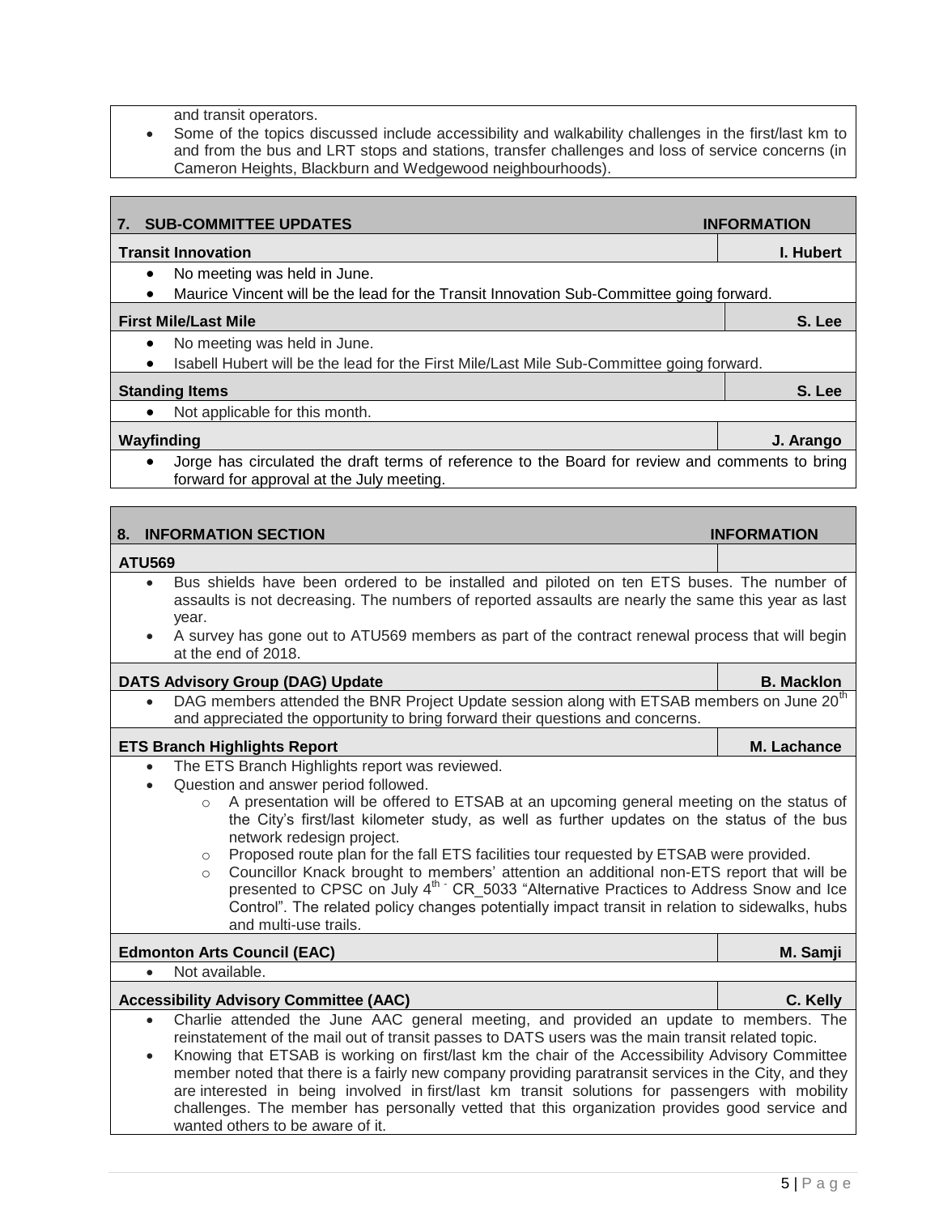and transit operators.

- Some of the topics discussed include accessibility and walkability challenges in the first/last km to and from the bus and LRT stops and stations, transfer challenges and loss of service concerns (in Cameron Heights, Blackburn and Wedgewood neighbourhoods).

## 7. SUB-COMMITTEE UPDATES — INFORMATION

**Transit Innovation** — **I. Hubert**

- No meeting was held in June.
- Maurice Vincent will be the lead for the Transit Innovation Sub-Committee going forward.

**First Mile/Last Mile** — **S. Lee**

- No meeting was held in June.
- Isabell Hubert will be the lead for the First Mile/Last Mile Sub-Committee going forward.

**Standing Items** — **S. Lee**

- Not applicable for this month.

**Wayfinding** — **J. Arango**

- Jorge has circulated the draft terms of reference to the Board for review and comments to bring forward for approval at the July meeting.

## 8. INFORMATION SECTION — INFORMATION

**ATU569**

- Bus shields have been ordered to be installed and piloted on ten ETS buses. The number of assaults is not decreasing. The numbers of reported assaults are nearly the same this year as last year.
- A survey has gone out to ATU569 members as part of the contract renewal process that will begin at the end of 2018.

**DATS Advisory Group (DAG) Update** — **B. Macklon**

- DAG members attended the BNR Project Update session along with ETSAB members on June 20th and appreciated the opportunity to bring forward their questions and concerns.

**ETS Branch Highlights Report** — **M. Lachance**

- The ETS Branch Highlights report was reviewed.
- Question and answer period followed.
  - A presentation will be offered to ETSAB at an upcoming general meeting on the status of the City's first/last kilometer study, as well as further updates on the status of the bus network redesign project.
  - Proposed route plan for the fall ETS facilities tour requested by ETSAB were provided.
  - Councillor Knack brought to members' attention an additional non-ETS report that will be presented to CPSC on July 4th - CR_5033 "Alternative Practices to Address Snow and Ice Control". The related policy changes potentially impact transit in relation to sidewalks, hubs and multi-use trails.

**Edmonton Arts Council (EAC)** — **M. Samji**

- Not available.

**Accessibility Advisory Committee (AAC)** — **C. Kelly**

- Charlie attended the June AAC general meeting, and provided an update to members. The reinstatement of the mail out of transit passes to DATS users was the main transit related topic.
- Knowing that ETSAB is working on first/last km the chair of the Accessibility Advisory Committee member noted that there is a fairly new company providing paratransit services in the City, and they are interested in being involved in first/last km transit solutions for passengers with mobility challenges. The member has personally vetted that this organization provides good service and wanted others to be aware of it.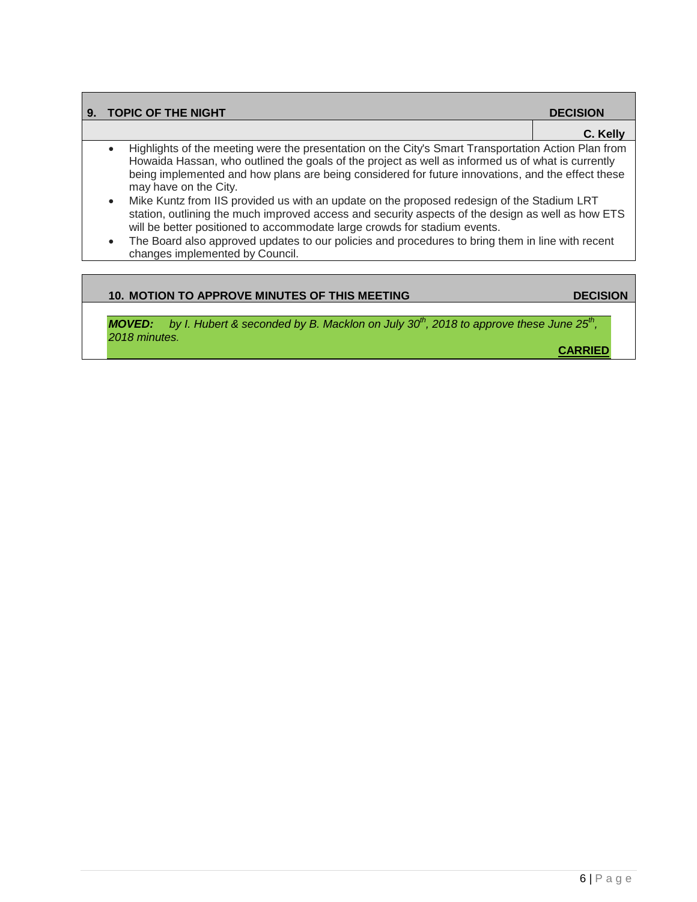| 9. TOPIC OF THE NIGHT | DECISION |
|---|---|
| | **C. Kelly** |

- Highlights of the meeting were the presentation on the City's Smart Transportation Action Plan from Howaida Hassan, who outlined the goals of the project as well as informed us of what is currently being implemented and how plans are being considered for future innovations, and the effect these may have on the City.
- Mike Kuntz from IIS provided us with an update on the proposed redesign of the Stadium LRT station, outlining the much improved access and security aspects of the design as well as how ETS will be better positioned to accommodate large crowds for stadium events.
- The Board also approved updates to our policies and procedures to bring them in line with recent changes implemented by Council.

| 10. MOTION TO APPROVE MINUTES OF THIS MEETING | DECISION |
|---|---|

***MOVED:*** *by I. Hubert & seconded by B. Macklon on July 30th, 2018 to approve these June 25th, 2018 minutes.*

**CARRIED**